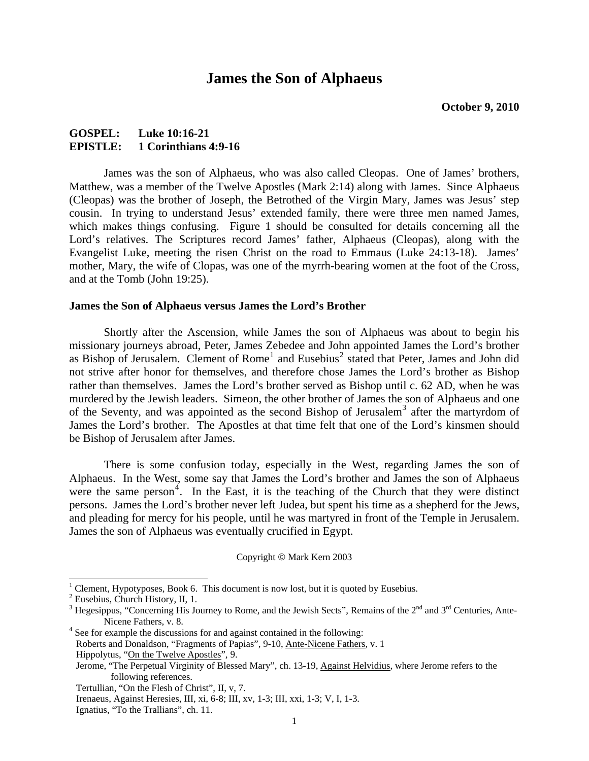# James the Son of Alphaeus

**October 9, 2010**

**GOSPEL: Luke 10:16-21**
**EPISTLE: 1 Corinthians 4:9-16**

James was the son of Alphaeus, who was also called Cleopas. One of James' brothers, Matthew, was a member of the Twelve Apostles (Mark 2:14) along with James. Since Alphaeus (Cleopas) was the brother of Joseph, the Betrothed of the Virgin Mary, James was Jesus' step cousin. In trying to understand Jesus' extended family, there were three men named James, which makes things confusing. Figure 1 should be consulted for details concerning all the Lord's relatives. The Scriptures record James' father, Alphaeus (Cleopas), along with the Evangelist Luke, meeting the risen Christ on the road to Emmaus (Luke 24:13-18). James' mother, Mary, the wife of Clopas, was one of the myrrh-bearing women at the foot of the Cross, and at the Tomb (John 19:25).

### James the Son of Alphaeus versus James the Lord's Brother

Shortly after the Ascension, while James the son of Alphaeus was about to begin his missionary journeys abroad, Peter, James Zebedee and John appointed James the Lord's brother as Bishop of Jerusalem. Clement of Rome[1] and Eusebius[2] stated that Peter, James and John did not strive after honor for themselves, and therefore chose James the Lord's brother as Bishop rather than themselves. James the Lord's brother served as Bishop until c. 62 AD, when he was murdered by the Jewish leaders. Simeon, the other brother of James the son of Alphaeus and one of the Seventy, and was appointed as the second Bishop of Jerusalem[3] after the martyrdom of James the Lord's brother. The Apostles at that time felt that one of the Lord's kinsmen should be Bishop of Jerusalem after James.

There is some confusion today, especially in the West, regarding James the son of Alphaeus. In the West, some say that James the Lord's brother and James the son of Alphaeus were the same person[4]. In the East, it is the teaching of the Church that they were distinct persons. James the Lord's brother never left Judea, but spent his time as a shepherd for the Jews, and pleading for mercy for his people, until he was martyred in front of the Temple in Jerusalem. James the son of Alphaeus was eventually crucified in Egypt.

Copyright © Mark Kern 2003

---

[1] Clement, Hypotyposes, Book 6. This document is now lost, but it is quoted by Eusebius.

[2] Eusebius, Church History, II, 1.

[3] Hegesippus, "Concerning His Journey to Rome, and the Jewish Sects", Remains of the 2nd and 3rd Centuries, Ante-Nicene Fathers, v. 8.

[4] See for example the discussions for and against contained in the following:
Roberts and Donaldson, "Fragments of Papias", 9-10, Ante-Nicene Fathers, v. 1
Hippolytus, "On the Twelve Apostles", 9.
Jerome, "The Perpetual Virginity of Blessed Mary", ch. 13-19, Against Helvidius, where Jerome refers to the following references.
Tertullian, "On the Flesh of Christ", II, v, 7.
Irenaeus, Against Heresies, III, xi, 6-8; III, xv, 1-3; III, xxi, 1-3; V, I, 1-3.
Ignatius, "To the Trallians", ch. 11.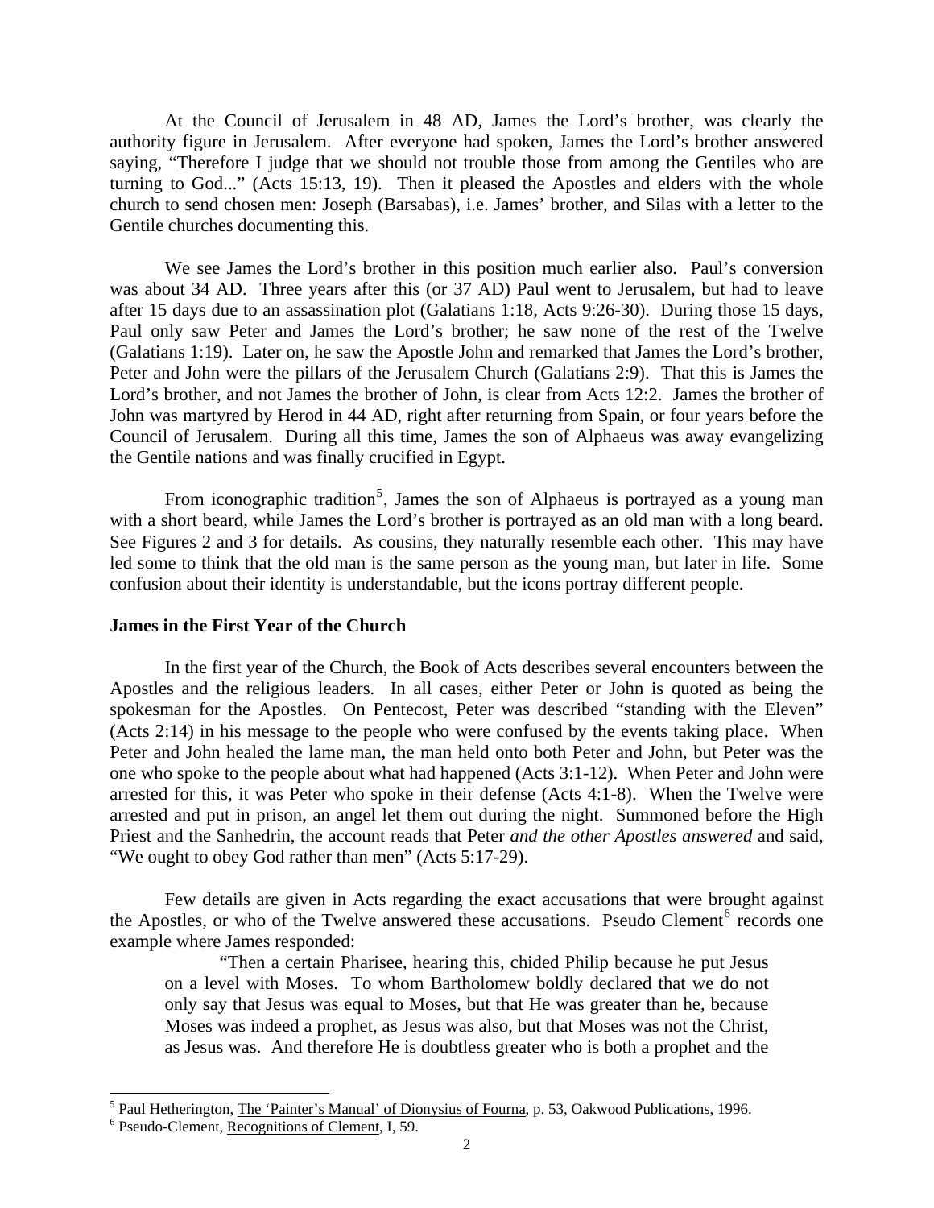At the Council of Jerusalem in 48 AD, James the Lord's brother, was clearly the authority figure in Jerusalem. After everyone had spoken, James the Lord's brother answered saying, "Therefore I judge that we should not trouble those from among the Gentiles who are turning to God..." (Acts 15:13, 19). Then it pleased the Apostles and elders with the whole church to send chosen men: Joseph (Barsabas), i.e. James' brother, and Silas with a letter to the Gentile churches documenting this.

We see James the Lord's brother in this position much earlier also. Paul's conversion was about 34 AD. Three years after this (or 37 AD) Paul went to Jerusalem, but had to leave after 15 days due to an assassination plot (Galatians 1:18, Acts 9:26-30). During those 15 days, Paul only saw Peter and James the Lord's brother; he saw none of the rest of the Twelve (Galatians 1:19). Later on, he saw the Apostle John and remarked that James the Lord's brother, Peter and John were the pillars of the Jerusalem Church (Galatians 2:9). That this is James the Lord's brother, and not James the brother of John, is clear from Acts 12:2. James the brother of John was martyred by Herod in 44 AD, right after returning from Spain, or four years before the Council of Jerusalem. During all this time, James the son of Alphaeus was away evangelizing the Gentile nations and was finally crucified in Egypt.

From iconographic tradition[5], James the son of Alphaeus is portrayed as a young man with a short beard, while James the Lord's brother is portrayed as an old man with a long beard. See Figures 2 and 3 for details. As cousins, they naturally resemble each other. This may have led some to think that the old man is the same person as the young man, but later in life. Some confusion about their identity is understandable, but the icons portray different people.

**James in the First Year of the Church**

In the first year of the Church, the Book of Acts describes several encounters between the Apostles and the religious leaders. In all cases, either Peter or John is quoted as being the spokesman for the Apostles. On Pentecost, Peter was described "standing with the Eleven" (Acts 2:14) in his message to the people who were confused by the events taking place. When Peter and John healed the lame man, the man held onto both Peter and John, but Peter was the one who spoke to the people about what had happened (Acts 3:1-12). When Peter and John were arrested for this, it was Peter who spoke in their defense (Acts 4:1-8). When the Twelve were arrested and put in prison, an angel let them out during the night. Summoned before the High Priest and the Sanhedrin, the account reads that Peter *and the other Apostles answered* and said, "We ought to obey God rather than men" (Acts 5:17-29).

Few details are given in Acts regarding the exact accusations that were brought against the Apostles, or who of the Twelve answered these accusations. Pseudo Clement[6] records one example where James responded:

> "Then a certain Pharisee, hearing this, chided Philip because he put Jesus on a level with Moses. To whom Bartholomew boldly declared that we do not only say that Jesus was equal to Moses, but that He was greater than he, because Moses was indeed a prophet, as Jesus was also, but that Moses was not the Christ, as Jesus was. And therefore He is doubtless greater who is both a prophet and the

[5] Paul Hetherington, The 'Painter's Manual' of Dionysius of Fourna, p. 53, Oakwood Publications, 1996.

[6] Pseudo-Clement, Recognitions of Clement, I, 59.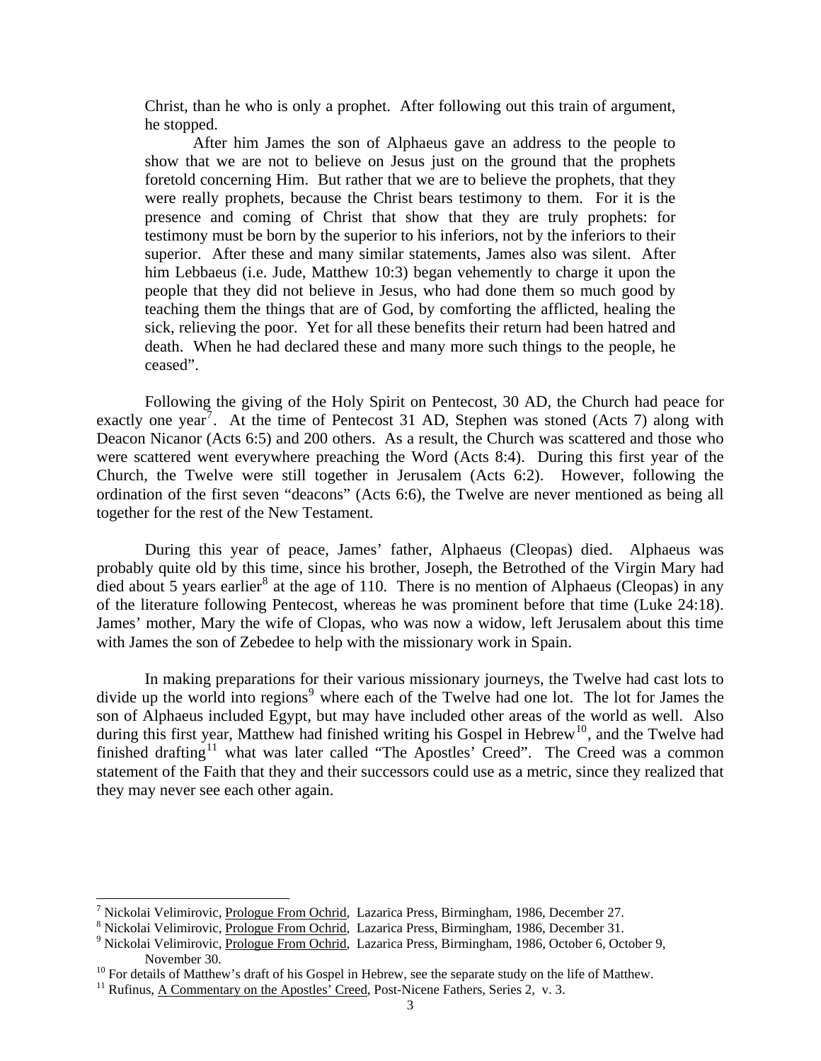> Christ, than he who is only a prophet. After following out this train of argument, he stopped.
>
> After him James the son of Alphaeus gave an address to the people to show that we are not to believe on Jesus just on the ground that the prophets foretold concerning Him. But rather that we are to believe the prophets, that they were really prophets, because the Christ bears testimony to them. For it is the presence and coming of Christ that show that they are truly prophets: for testimony must be born by the superior to his inferiors, not by the inferiors to their superior. After these and many similar statements, James also was silent. After him Lebbaeus (i.e. Jude, Matthew 10:3) began vehemently to charge it upon the people that they did not believe in Jesus, who had done them so much good by teaching them the things that are of God, by comforting the afflicted, healing the sick, relieving the poor. Yet for all these benefits their return had been hatred and death. When he had declared these and many more such things to the people, he ceased".

Following the giving of the Holy Spirit on Pentecost, 30 AD, the Church had peace for exactly one year[7]. At the time of Pentecost 31 AD, Stephen was stoned (Acts 7) along with Deacon Nicanor (Acts 6:5) and 200 others. As a result, the Church was scattered and those who were scattered went everywhere preaching the Word (Acts 8:4). During this first year of the Church, the Twelve were still together in Jerusalem (Acts 6:2). However, following the ordination of the first seven "deacons" (Acts 6:6), the Twelve are never mentioned as being all together for the rest of the New Testament.

During this year of peace, James' father, Alphaeus (Cleopas) died. Alphaeus was probably quite old by this time, since his brother, Joseph, the Betrothed of the Virgin Mary had died about 5 years earlier[8] at the age of 110. There is no mention of Alphaeus (Cleopas) in any of the literature following Pentecost, whereas he was prominent before that time (Luke 24:18). James' mother, Mary the wife of Clopas, who was now a widow, left Jerusalem about this time with James the son of Zebedee to help with the missionary work in Spain.

In making preparations for their various missionary journeys, the Twelve had cast lots to divide up the world into regions[9] where each of the Twelve had one lot. The lot for James the son of Alphaeus included Egypt, but may have included other areas of the world as well. Also during this first year, Matthew had finished writing his Gospel in Hebrew[10], and the Twelve had finished drafting[11] what was later called "The Apostles' Creed". The Creed was a common statement of the Faith that they and their successors could use as a metric, since they realized that they may never see each other again.

---

[7] Nickolai Velimirovic, Prologue From Ochrid, Lazarica Press, Birmingham, 1986, December 27.

[8] Nickolai Velimirovic, Prologue From Ochrid, Lazarica Press, Birmingham, 1986, December 31.

[9] Nickolai Velimirovic, Prologue From Ochrid, Lazarica Press, Birmingham, 1986, October 6, October 9, November 30.

[10] For details of Matthew's draft of his Gospel in Hebrew, see the separate study on the life of Matthew.

[11] Rufinus, A Commentary on the Apostles' Creed, Post-Nicene Fathers, Series 2, v. 3.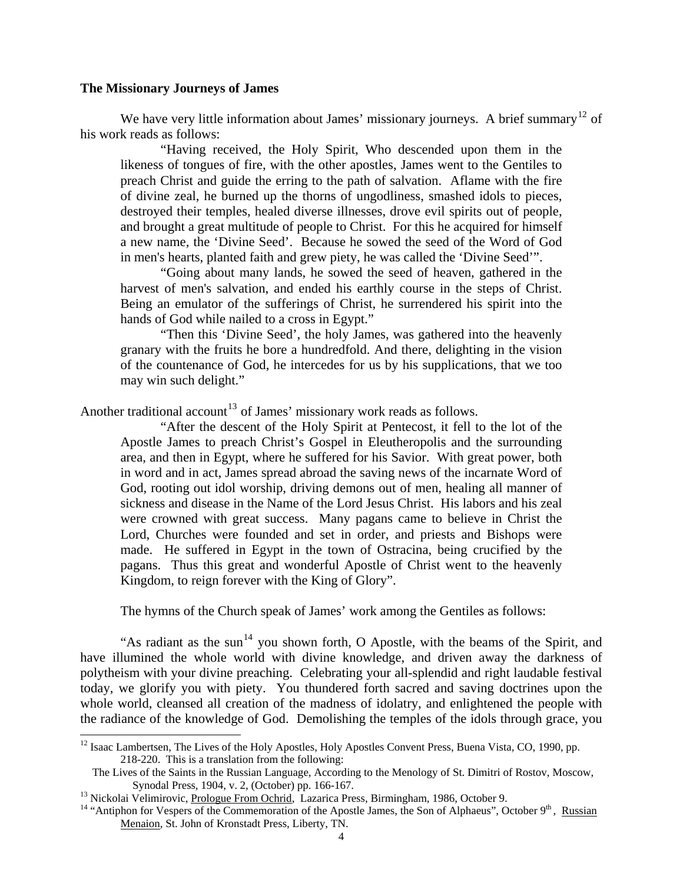**The Missionary Journeys of James**

We have very little information about James' missionary journeys. A brief summary[12] of his work reads as follows:

> "Having received, the Holy Spirit, Who descended upon them in the likeness of tongues of fire, with the other apostles, James went to the Gentiles to preach Christ and guide the erring to the path of salvation. Aflame with the fire of divine zeal, he burned up the thorns of ungodliness, smashed idols to pieces, destroyed their temples, healed diverse illnesses, drove evil spirits out of people, and brought a great multitude of people to Christ. For this he acquired for himself a new name, the 'Divine Seed'. Because he sowed the seed of the Word of God in men's hearts, planted faith and grew piety, he was called the 'Divine Seed'".
>
> "Going about many lands, he sowed the seed of heaven, gathered in the harvest of men's salvation, and ended his earthly course in the steps of Christ. Being an emulator of the sufferings of Christ, he surrendered his spirit into the hands of God while nailed to a cross in Egypt."
>
> "Then this 'Divine Seed', the holy James, was gathered into the heavenly granary with the fruits he bore a hundredfold. And there, delighting in the vision of the countenance of God, he intercedes for us by his supplications, that we too may win such delight."

Another traditional account[13] of James' missionary work reads as follows.

> "After the descent of the Holy Spirit at Pentecost, it fell to the lot of the Apostle James to preach Christ's Gospel in Eleutheropolis and the surrounding area, and then in Egypt, where he suffered for his Savior. With great power, both in word and in act, James spread abroad the saving news of the incarnate Word of God, rooting out idol worship, driving demons out of men, healing all manner of sickness and disease in the Name of the Lord Jesus Christ. His labors and his zeal were crowned with great success. Many pagans came to believe in Christ the Lord, Churches were founded and set in order, and priests and Bishops were made. He suffered in Egypt in the town of Ostracina, being crucified by the pagans. Thus this great and wonderful Apostle of Christ went to the heavenly Kingdom, to reign forever with the King of Glory".

The hymns of the Church speak of James' work among the Gentiles as follows:

"As radiant as the sun[14] you shown forth, O Apostle, with the beams of the Spirit, and have illumined the whole world with divine knowledge, and driven away the darkness of polytheism with your divine preaching. Celebrating your all-splendid and right laudable festival today, we glorify you with piety. You thundered forth sacred and saving doctrines upon the whole world, cleansed all creation of the madness of idolatry, and enlightened the people with the radiance of the knowledge of God. Demolishing the temples of the idols through grace, you

---

[12] Isaac Lambertsen, The Lives of the Holy Apostles, Holy Apostles Convent Press, Buena Vista, CO, 1990, pp. 218-220. This is a translation from the following:
The Lives of the Saints in the Russian Language, According to the Menology of St. Dimitri of Rostov, Moscow, Synodal Press, 1904, v. 2, (October) pp. 166-167.

[13] Nickolai Velimirovic, Prologue From Ochrid, Lazarica Press, Birmingham, 1986, October 9.

[14] "Antiphon for Vespers of the Commemoration of the Apostle James, the Son of Alphaeus", October 9th, Russian Menaion, St. John of Kronstadt Press, Liberty, TN.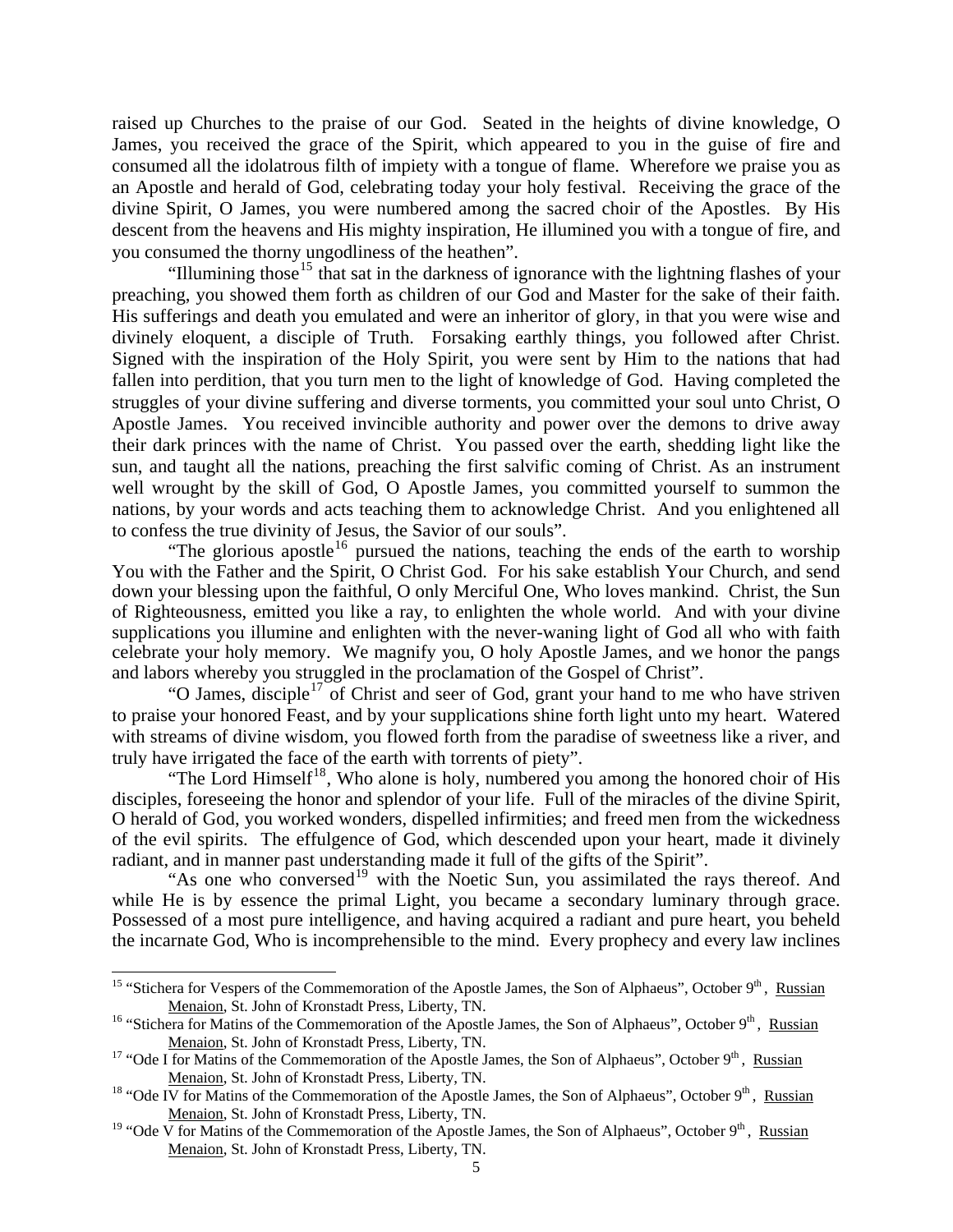raised up Churches to the praise of our God. Seated in the heights of divine knowledge, O James, you received the grace of the Spirit, which appeared to you in the guise of fire and consumed all the idolatrous filth of impiety with a tongue of flame. Wherefore we praise you as an Apostle and herald of God, celebrating today your holy festival. Receiving the grace of the divine Spirit, O James, you were numbered among the sacred choir of the Apostles. By His descent from the heavens and His mighty inspiration, He illumined you with a tongue of fire, and you consumed the thorny ungodliness of the heathen".

"Illumining those[15] that sat in the darkness of ignorance with the lightning flashes of your preaching, you showed them forth as children of our God and Master for the sake of their faith. His sufferings and death you emulated and were an inheritor of glory, in that you were wise and divinely eloquent, a disciple of Truth. Forsaking earthly things, you followed after Christ. Signed with the inspiration of the Holy Spirit, you were sent by Him to the nations that had fallen into perdition, that you turn men to the light of knowledge of God. Having completed the struggles of your divine suffering and diverse torments, you committed your soul unto Christ, O Apostle James. You received invincible authority and power over the demons to drive away their dark princes with the name of Christ. You passed over the earth, shedding light like the sun, and taught all the nations, preaching the first salvific coming of Christ. As an instrument well wrought by the skill of God, O Apostle James, you committed yourself to summon the nations, by your words and acts teaching them to acknowledge Christ. And you enlightened all to confess the true divinity of Jesus, the Savior of our souls".

"The glorious apostle[16] pursued the nations, teaching the ends of the earth to worship You with the Father and the Spirit, O Christ God. For his sake establish Your Church, and send down your blessing upon the faithful, O only Merciful One, Who loves mankind. Christ, the Sun of Righteousness, emitted you like a ray, to enlighten the whole world. And with your divine supplications you illumine and enlighten with the never-waning light of God all who with faith celebrate your holy memory. We magnify you, O holy Apostle James, and we honor the pangs and labors whereby you struggled in the proclamation of the Gospel of Christ".

"O James, disciple[17] of Christ and seer of God, grant your hand to me who have striven to praise your honored Feast, and by your supplications shine forth light unto my heart. Watered with streams of divine wisdom, you flowed forth from the paradise of sweetness like a river, and truly have irrigated the face of the earth with torrents of piety".

"The Lord Himself[18], Who alone is holy, numbered you among the honored choir of His disciples, foreseeing the honor and splendor of your life. Full of the miracles of the divine Spirit, O herald of God, you worked wonders, dispelled infirmities; and freed men from the wickedness of the evil spirits. The effulgence of God, which descended upon your heart, made it divinely radiant, and in manner past understanding made it full of the gifts of the Spirit".

"As one who conversed[19] with the Noetic Sun, you assimilated the rays thereof. And while He is by essence the primal Light, you became a secondary luminary through grace. Possessed of a most pure intelligence, and having acquired a radiant and pure heart, you beheld the incarnate God, Who is incomprehensible to the mind. Every prophecy and every law inclines

---

[15] "Stichera for Vespers of the Commemoration of the Apostle James, the Son of Alphaeus", October 9th, Russian Menaion, St. John of Kronstadt Press, Liberty, TN.

[16] "Stichera for Matins of the Commemoration of the Apostle James, the Son of Alphaeus", October 9th, Russian Menaion, St. John of Kronstadt Press, Liberty, TN.

[17] "Ode I for Matins of the Commemoration of the Apostle James, the Son of Alphaeus", October 9th, Russian Menaion, St. John of Kronstadt Press, Liberty, TN.

[18] "Ode IV for Matins of the Commemoration of the Apostle James, the Son of Alphaeus", October 9th, Russian Menaion, St. John of Kronstadt Press, Liberty, TN.

[19] "Ode V for Matins of the Commemoration of the Apostle James, the Son of Alphaeus", October 9th, Russian Menaion, St. John of Kronstadt Press, Liberty, TN.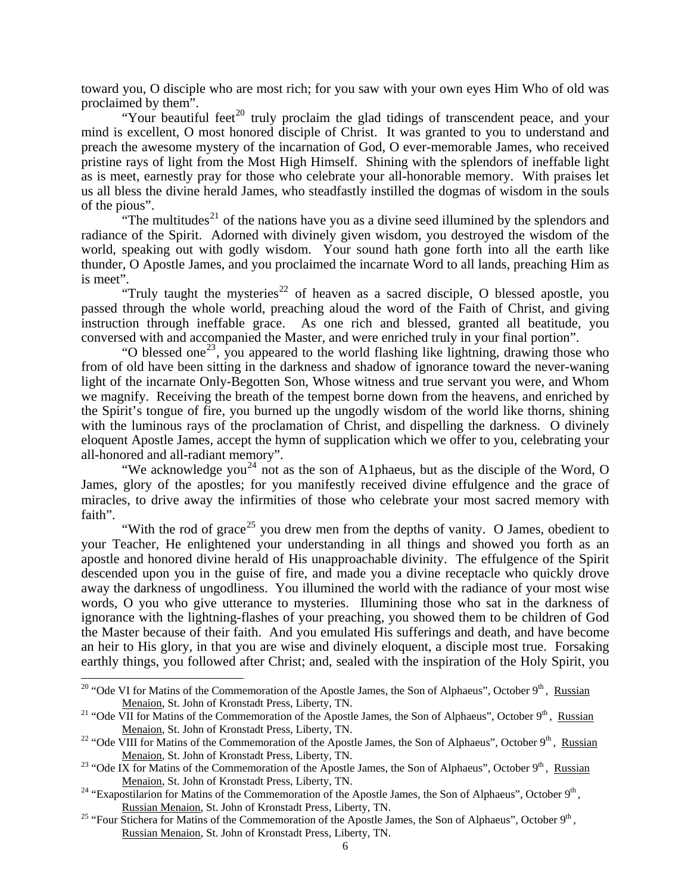toward you, O disciple who are most rich; for you saw with your own eyes Him Who of old was proclaimed by them".

"Your beautiful feet[20] truly proclaim the glad tidings of transcendent peace, and your mind is excellent, O most honored disciple of Christ. It was granted to you to understand and preach the awesome mystery of the incarnation of God, O ever-memorable James, who received pristine rays of light from the Most High Himself. Shining with the splendors of ineffable light as is meet, earnestly pray for those who celebrate your all-honorable memory. With praises let us all bless the divine herald James, who steadfastly instilled the dogmas of wisdom in the souls of the pious".

"The multitudes[21] of the nations have you as a divine seed illumined by the splendors and radiance of the Spirit. Adorned with divinely given wisdom, you destroyed the wisdom of the world, speaking out with godly wisdom. Your sound hath gone forth into all the earth like thunder, O Apostle James, and you proclaimed the incarnate Word to all lands, preaching Him as is meet".

"Truly taught the mysteries[22] of heaven as a sacred disciple, O blessed apostle, you passed through the whole world, preaching aloud the word of the Faith of Christ, and giving instruction through ineffable grace. As one rich and blessed, granted all beatitude, you conversed with and accompanied the Master, and were enriched truly in your final portion".

"O blessed one[23], you appeared to the world flashing like lightning, drawing those who from of old have been sitting in the darkness and shadow of ignorance toward the never-waning light of the incarnate Only-Begotten Son, Whose witness and true servant you were, and Whom we magnify. Receiving the breath of the tempest borne down from the heavens, and enriched by the Spirit's tongue of fire, you burned up the ungodly wisdom of the world like thorns, shining with the luminous rays of the proclamation of Christ, and dispelling the darkness. O divinely eloquent Apostle James, accept the hymn of supplication which we offer to you, celebrating your all-honored and all-radiant memory".

"We acknowledge you[24] not as the son of A1phaeus, but as the disciple of the Word, O James, glory of the apostles; for you manifestly received divine effulgence and the grace of miracles, to drive away the infirmities of those who celebrate your most sacred memory with faith".

"With the rod of grace[25] you drew men from the depths of vanity. O James, obedient to your Teacher, He enlightened your understanding in all things and showed you forth as an apostle and honored divine herald of His unapproachable divinity. The effulgence of the Spirit descended upon you in the guise of fire, and made you a divine receptacle who quickly drove away the darkness of ungodliness. You illumined the world with the radiance of your most wise words, O you who give utterance to mysteries. Illumining those who sat in the darkness of ignorance with the lightning-flashes of your preaching, you showed them to be children of God the Master because of their faith. And you emulated His sufferings and death, and have become an heir to His glory, in that you are wise and divinely eloquent, a disciple most true. Forsaking earthly things, you followed after Christ; and, sealed with the inspiration of the Holy Spirit, you

---

[20] "Ode VI for Matins of the Commemoration of the Apostle James, the Son of Alphaeus", October 9th, Russian Menaion, St. John of Kronstadt Press, Liberty, TN.

[21] "Ode VII for Matins of the Commemoration of the Apostle James, the Son of Alphaeus", October 9th, Russian Menaion, St. John of Kronstadt Press, Liberty, TN.

[22] "Ode VIII for Matins of the Commemoration of the Apostle James, the Son of Alphaeus", October 9th, Russian Menaion, St. John of Kronstadt Press, Liberty, TN.

[23] "Ode IX for Matins of the Commemoration of the Apostle James, the Son of Alphaeus", October 9th, Russian Menaion, St. John of Kronstadt Press, Liberty, TN.

[24] "Exapostilarion for Matins of the Commemoration of the Apostle James, the Son of Alphaeus", October 9th, Russian Menaion, St. John of Kronstadt Press, Liberty, TN.

[25] "Four Stichera for Matins of the Commemoration of the Apostle James, the Son of Alphaeus", October 9th, Russian Menaion, St. John of Kronstadt Press, Liberty, TN.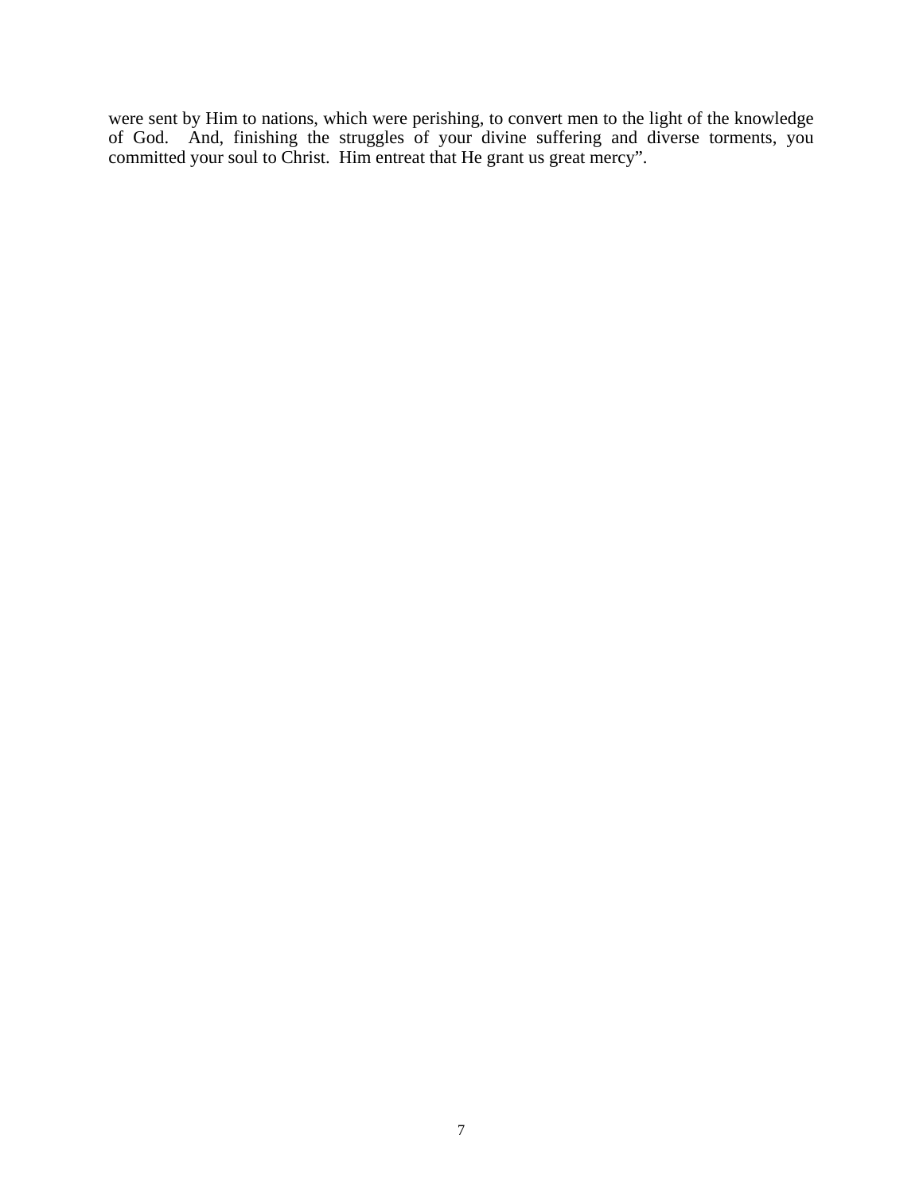were sent by Him to nations, which were perishing, to convert men to the light of the knowledge of God. And, finishing the struggles of your divine suffering and diverse torments, you committed your soul to Christ. Him entreat that He grant us great mercy".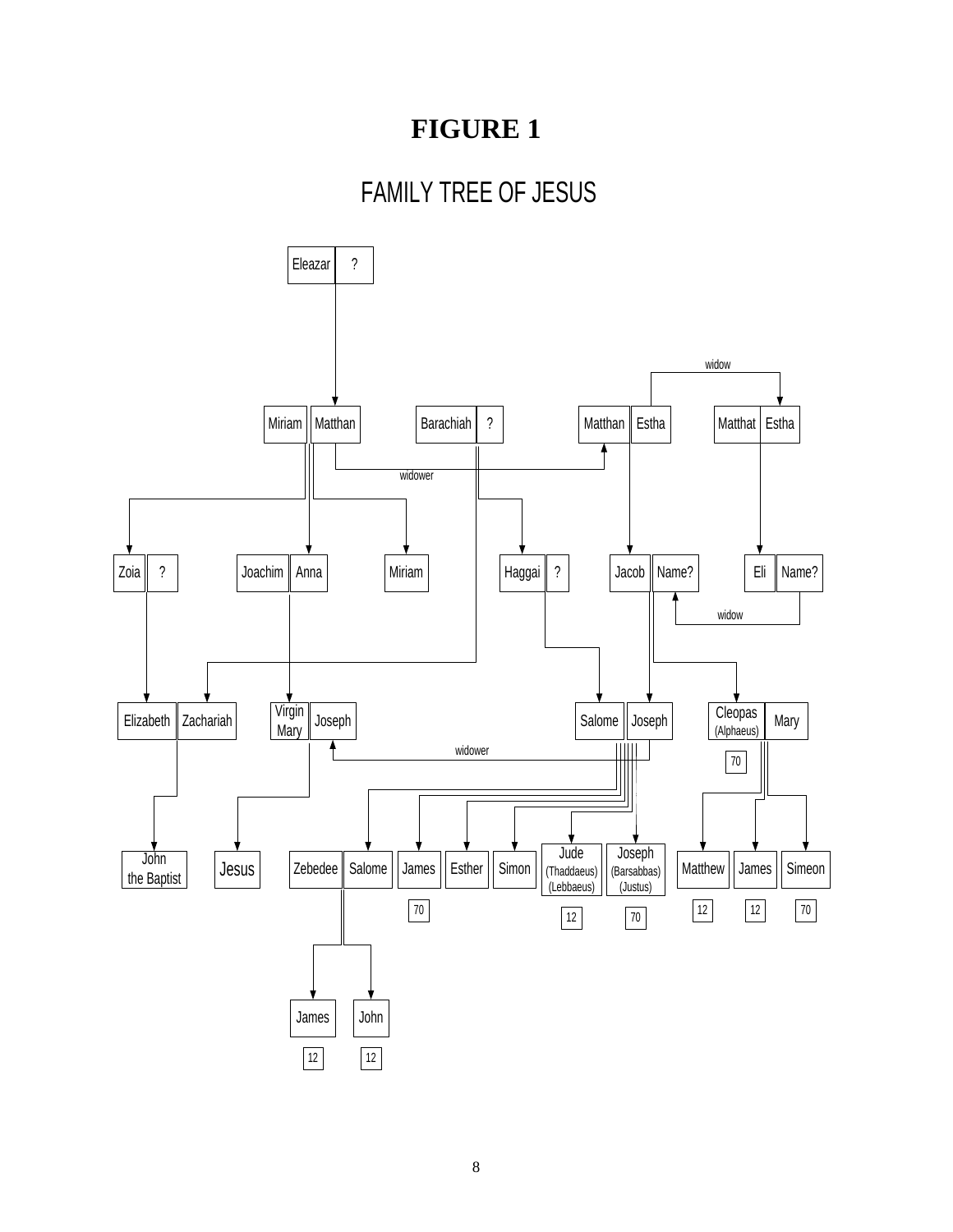# FIGURE 1

## FAMILY TREE OF JESUS

Eleazar | ?

Miriam | Matthan

Barachiah | ?

Matthan | Estha

Matthat | Estha

widow

widower

Zoia | ?

Joachim | Anna

Miriam

Haggai | ?

Jacob | Name?

Eli | Name?

widow

Elizabeth | Zachariah

Virgin Mary | Joseph

Salome | Joseph

Cleopas (Alphaeus) | Mary

70

widower

John the Baptist

Jesus

Zebedee | Salome

James 70

Esther

Simon

Jude (Thaddaeus) (Lebbaeus) 12

Joseph (Barsabbas) (Justus) 70

Matthew 12

James 12

Simeon 70

James 12

John 12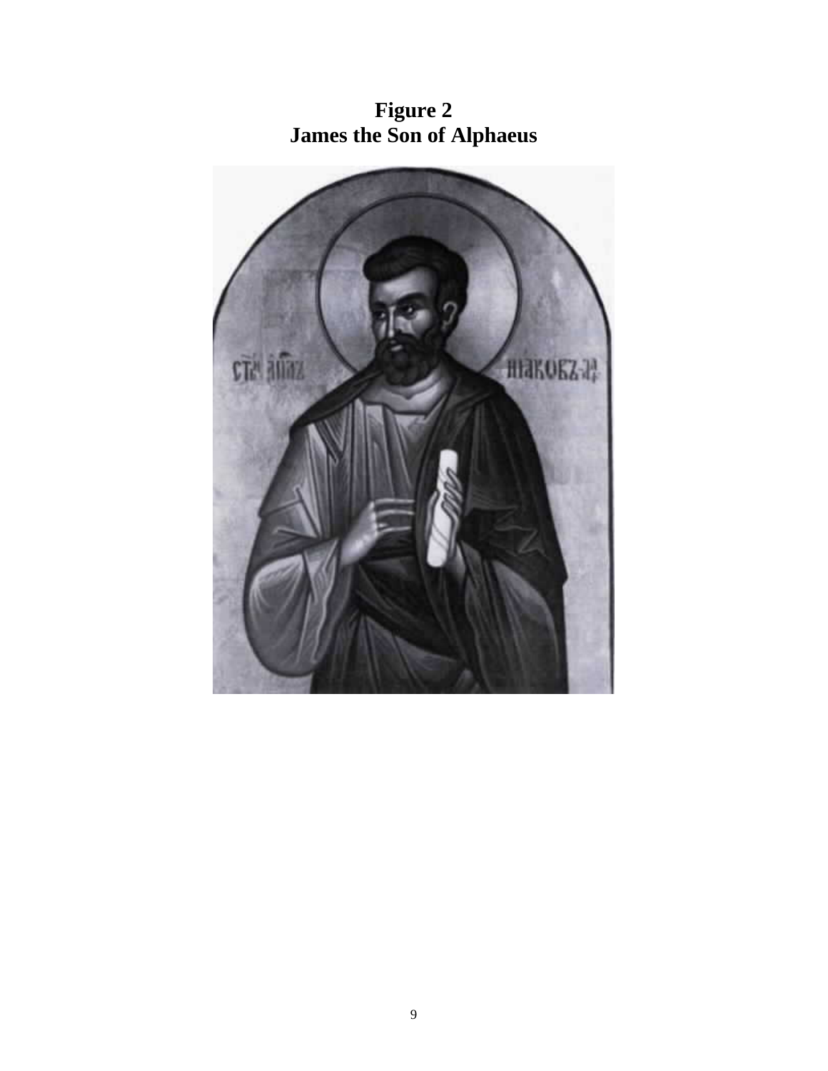**Figure 2**
**James the Son of Alphaeus**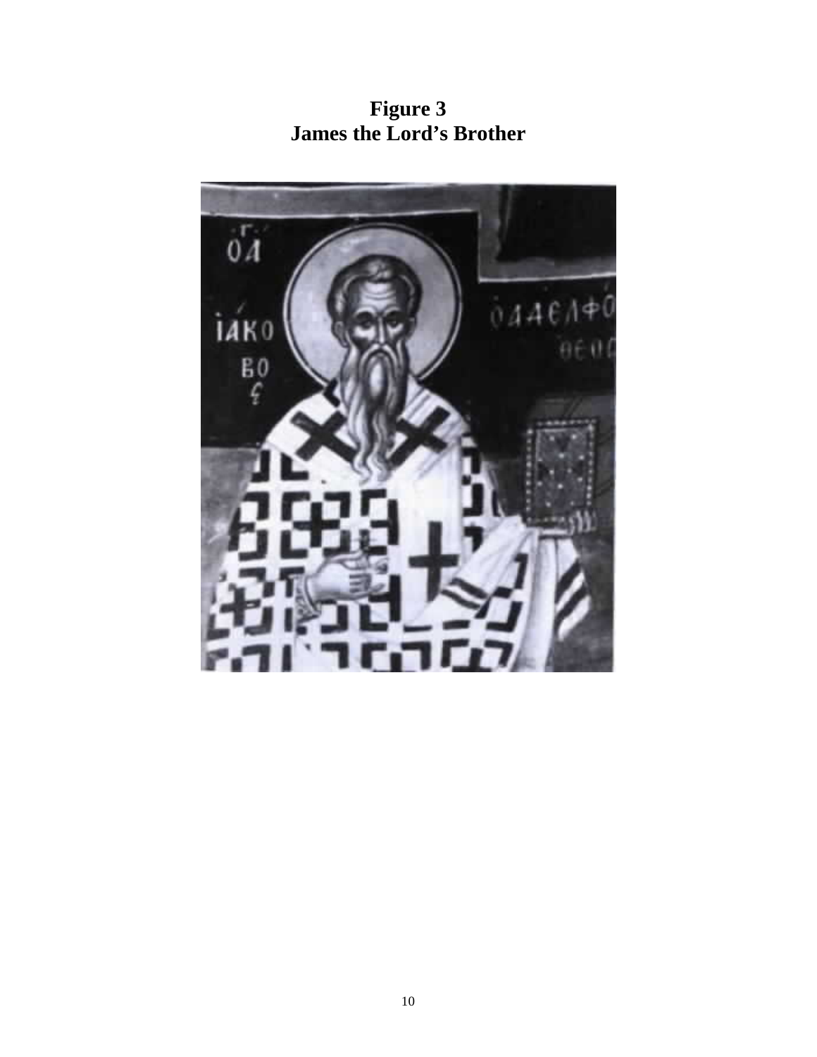**Figure 3**
**James the Lord's Brother**